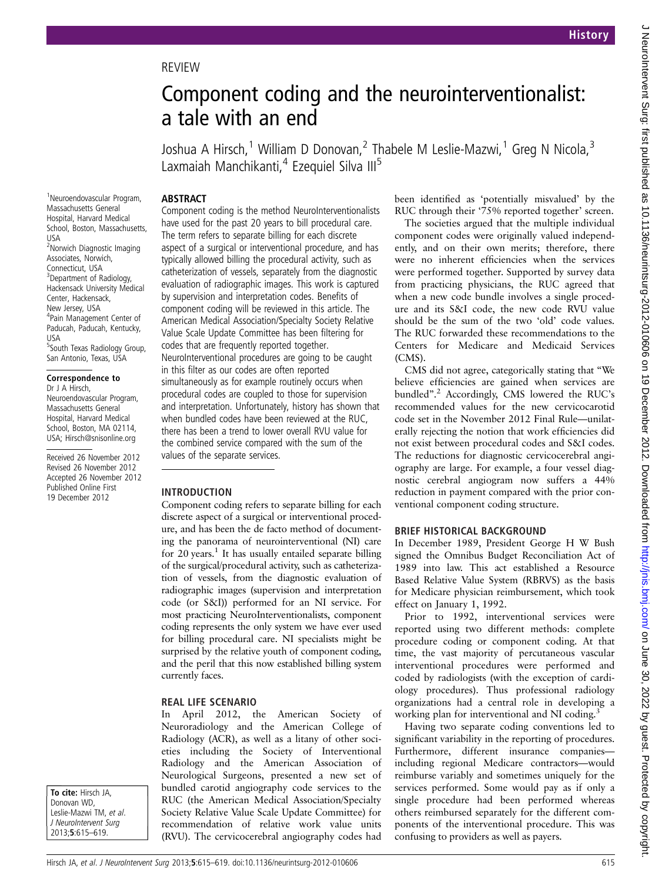REVIEW

# Component coding and the neurointerventionalist: a tale with an end

Joshua A Hirsch,[1] William D Donovan,[2] Thabele M Leslie-Mazwi,[1] Greg N Nicola,[3] Laxmaiah Manchikanti,[4] Ezequiel Silva III[5]

[1]Neuroendovascular Program, Massachusetts General Hospital, Harvard Medical School, Boston, Massachusetts, USA
[2]Norwich Diagnostic Imaging Associates, Norwich, Connecticut, USA
[3]Department of Radiology, Hackensack University Medical Center, Hackensack, New Jersey, USA
[4]Pain Management Center of Paducah, Paducah, Kentucky, USA
[5]South Texas Radiology Group, San Antonio, Texas, USA

**Correspondence to**
Dr J A Hirsch, Neuroendovascular Program, Massachusetts General Hospital, Harvard Medical School, Boston, MA 02114, USA; Hirsch@snisonline.org

Received 26 November 2012
Revised 26 November 2012
Accepted 26 November 2012
Published Online First 19 December 2012

**To cite:** Hirsch JA, Donovan WD, Leslie-Mazwi TM, *et al*. *J NeuroIntervent Surg* 2013;**5**:615–619.

## ABSTRACT

Component coding is the method NeuroInterventionalists have used for the past 20 years to bill procedural care. The term refers to separate billing for each discrete aspect of a surgical or interventional procedure, and has typically allowed billing the procedural activity, such as catheterization of vessels, separately from the diagnostic evaluation of radiographic images. This work is captured by supervision and interpretation codes. Benefits of component coding will be reviewed in this article. The American Medical Association/Specialty Society Relative Value Scale Update Committee has been filtering for codes that are frequently reported together. NeuroInterventional procedures are going to be caught in this filter as our codes are often reported simultaneously as for example routinely occurs when procedural codes are coupled to those for supervision and interpretation. Unfortunately, history has shown that when bundled codes have been reviewed at the RUC, there has been a trend to lower overall RVU value for the combined service compared with the sum of the values of the separate services.

## INTRODUCTION

Component coding refers to separate billing for each discrete aspect of a surgical or interventional procedure, and has been the de facto method of documenting the panorama of neurointerventional (NI) care for 20 years.[1] It has usually entailed separate billing of the surgical/procedural activity, such as catheterization of vessels, from the diagnostic evaluation of radiographic images (supervision and interpretation code (or S&I)) performed for an NI service. For most practicing NeuroInterventionalists, component coding represents the only system we have ever used for billing procedural care. NI specialists might be surprised by the relative youth of component coding, and the peril that this now established billing system currently faces.

## REAL LIFE SCENARIO

In April 2012, the American Society of Neuroradiology and the American College of Radiology (ACR), as well as a litany of other societies including the Society of Interventional Radiology and the American Association of Neurological Surgeons, presented a new set of bundled carotid angiography code services to the RUC (the American Medical Association/Specialty Society Relative Value Scale Update Committee) for recommendation of relative work value units (RVU). The cervicocerebral angiography codes had been identified as 'potentially misvalued' by the RUC through their '75% reported together' screen.

The societies argued that the multiple individual component codes were originally valued independently, and on their own merits; therefore, there were no inherent efficiencies when the services were performed together. Supported by survey data from practicing physicians, the RUC agreed that when a new code bundle involves a single procedure and its S&I code, the new code RVU value should be the sum of the two 'old' code values. The RUC forwarded these recommendations to the Centers for Medicare and Medicaid Services (CMS).

CMS did not agree, categorically stating that "We believe efficiencies are gained when services are bundled".[2] Accordingly, CMS lowered the RUC's recommended values for the new cervicocarotid code set in the November 2012 Final Rule—unilaterally rejecting the notion that work efficiencies did not exist between procedural codes and S&I codes. The reductions for diagnostic cervicocerebral angiography are large. For example, a four vessel diagnostic cerebral angiogram now suffers a 44% reduction in payment compared with the prior conventional component coding structure.

## BRIEF HISTORICAL BACKGROUND

In December 1989, President George H W Bush signed the Omnibus Budget Reconciliation Act of 1989 into law. This act established a Resource Based Relative Value System (RBRVS) as the basis for Medicare physician reimbursement, which took effect on January 1, 1992.

Prior to 1992, interventional services were reported using two different methods: complete procedure coding or component coding. At that time, the vast majority of percutaneous vascular interventional procedures were performed and coded by radiologists (with the exception of cardiology procedures). Thus professional radiology organizations had a central role in developing a working plan for interventional and NI coding.[3]

Having two separate coding conventions led to significant variability in the reporting of procedures. Furthermore, different insurance companies—including regional Medicare contractors—would reimburse variably and sometimes uniquely for the services performed. Some would pay as if only a single procedure had been performed whereas others reimbursed separately for the different components of the interventional procedure. This was confusing to providers as well as payers.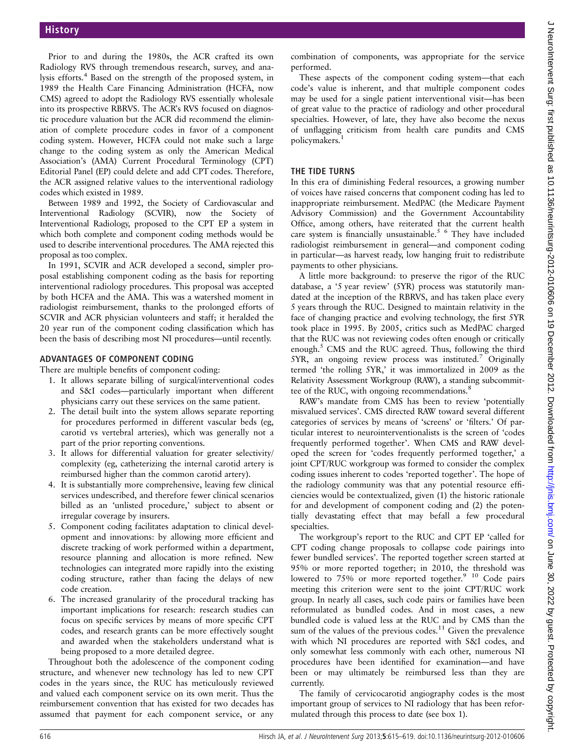Prior to and during the 1980s, the ACR crafted its own Radiology RVS through tremendous research, survey, and analysis efforts.[4] Based on the strength of the proposed system, in 1989 the Health Care Financing Administration (HCFA, now CMS) agreed to adopt the Radiology RVS essentially wholesale into its prospective RBRVS. The ACR's RVS focused on diagnostic procedure valuation but the ACR did recommend the elimination of complete procedure codes in favor of a component coding system. However, HCFA could not make such a large change to the coding system as only the American Medical Association's (AMA) Current Procedural Terminology (CPT) Editorial Panel (EP) could delete and add CPT codes. Therefore, the ACR assigned relative values to the interventional radiology codes which existed in 1989.

Between 1989 and 1992, the Society of Cardiovascular and Interventional Radiology (SCVIR), now the Society of Interventional Radiology, proposed to the CPT EP a system in which both complete and component coding methods would be used to describe interventional procedures. The AMA rejected this proposal as too complex.

In 1991, SCVIR and ACR developed a second, simpler proposal establishing component coding as the basis for reporting interventional radiology procedures. This proposal was accepted by both HCFA and the AMA. This was a watershed moment in radiologist reimbursement, thanks to the prolonged efforts of SCVIR and ACR physician volunteers and staff; it heralded the 20 year run of the component coding classification which has been the basis of describing most NI procedures—until recently.

## ADVANTAGES OF COMPONENT CODING

There are multiple benefits of component coding:

1. It allows separate billing of surgical/interventional codes and S&I codes—particularly important when different physicians carry out these services on the same patient.
2. The detail built into the system allows separate reporting for procedures performed in different vascular beds (eg, carotid vs vertebral arteries), which was generally not a part of the prior reporting conventions.
3. It allows for differential valuation for greater selectivity/complexity (eg, catheterizing the internal carotid artery is reimbursed higher than the common carotid artery).
4. It is substantially more comprehensive, leaving few clinical services undescribed, and therefore fewer clinical scenarios billed as an 'unlisted procedure,' subject to absent or irregular coverage by insurers.
5. Component coding facilitates adaptation to clinical development and innovations: by allowing more efficient and discrete tracking of work performed within a department, resource planning and allocation is more refined. New technologies can integrated more rapidly into the existing coding structure, rather than facing the delays of new code creation.
6. The increased granularity of the procedural tracking has important implications for research: research studies can focus on specific services by means of more specific CPT codes, and research grants can be more effectively sought and awarded when the stakeholders understand what is being proposed to a more detailed degree.

Throughout both the adolescence of the component coding structure, and whenever new technology has led to new CPT codes in the years since, the RUC has meticulously reviewed and valued each component service on its own merit. Thus the reimbursement convention that has existed for two decades has assumed that payment for each component service, or any combination of components, was appropriate for the service performed.

These aspects of the component coding system—that each code's value is inherent, and that multiple component codes may be used for a single patient interventional visit—has been of great value to the practice of radiology and other procedural specialties. However, of late, they have also become the nexus of unflagging criticism from health care pundits and CMS policymakers.[1]

## THE TIDE TURNS

In this era of diminishing Federal resources, a growing number of voices have raised concerns that component coding has led to inappropriate reimbursement. MedPAC (the Medicare Payment Advisory Commission) and the Government Accountability Office, among others, have reiterated that the current health care system is financially unsustainable.[5,6] They have included radiologist reimbursement in general—and component coding in particular—as harvest ready, low hanging fruit to redistribute payments to other physicians.

A little more background: to preserve the rigor of the RUC database, a '5 year review' (5YR) process was statutorily mandated at the inception of the RBRVS, and has taken place every 5 years through the RUC. Designed to maintain relativity in the face of changing practice and evolving technology, the first 5YR took place in 1995. By 2005, critics such as MedPAC charged that the RUC was not reviewing codes often enough or critically enough.[5] CMS and the RUC agreed. Thus, following the third 5YR, an ongoing review process was instituted.[7] Originally termed 'the rolling 5YR,' it was immortalized in 2009 as the Relativity Assessment Workgroup (RAW), a standing subcommittee of the RUC, with ongoing recommendations.[8]

RAW's mandate from CMS has been to review 'potentially misvalued services'. CMS directed RAW toward several different categories of services by means of 'screens' or 'filters.' Of particular interest to neurointerventionalists is the screen of 'codes frequently performed together'. When CMS and RAW developed the screen for 'codes frequently performed together,' a joint CPT/RUC workgroup was formed to consider the complex coding issues inherent to codes 'reported together'. The hope of the radiology community was that any potential resource efficiencies would be contextualized, given (1) the historic rationale for and development of component coding and (2) the potentially devastating effect that may befall a few procedural specialties.

The workgroup's report to the RUC and CPT EP 'called for CPT coding change proposals to collapse code pairings into fewer bundled services'. The reported together screen started at 95% or more reported together; in 2010, the threshold was lowered to 75% or more reported together.[9,10] Code pairs meeting this criterion were sent to the joint CPT/RUC work group. In nearly all cases, such code pairs or families have been reformulated as bundled codes. And in most cases, a new bundled code is valued less at the RUC and by CMS than the sum of the values of the previous codes.[11] Given the prevalence with which NI procedures are reported with S&I codes, and only somewhat less commonly with each other, numerous NI procedures have been identified for examination—and have been or may ultimately be reimbursed less than they are currently.

The family of cervicocarotid angiography codes is the most important group of services to NI radiology that has been reformulated through this process to date (see box 1).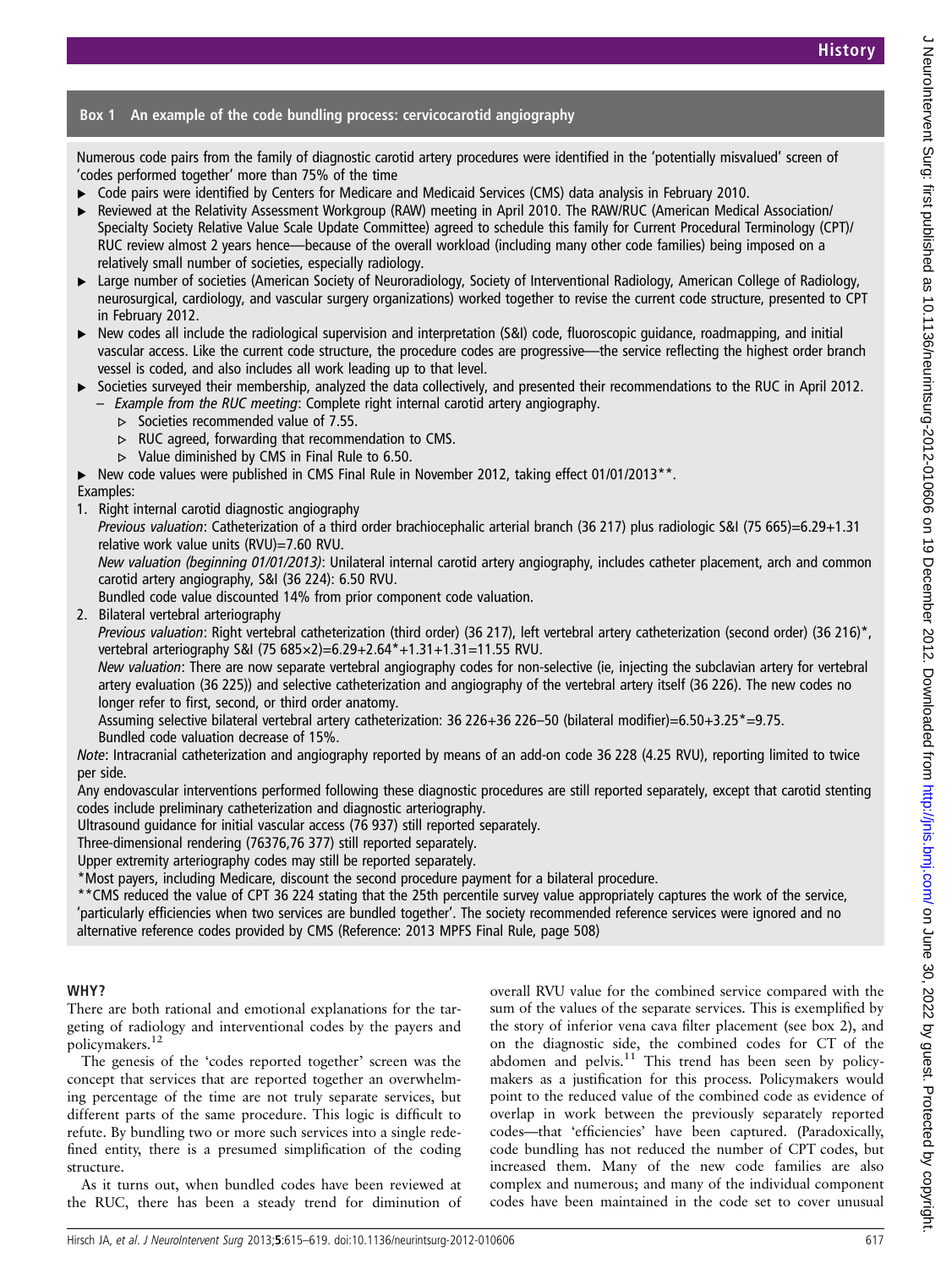## Box 1 An example of the code bundling process: cervicocarotid angiography

Numerous code pairs from the family of diagnostic carotid artery procedures were identified in the 'potentially misvalued' screen of 'codes performed together' more than 75% of the time

- Code pairs were identified by Centers for Medicare and Medicaid Services (CMS) data analysis in February 2010.
- Reviewed at the Relativity Assessment Workgroup (RAW) meeting in April 2010. The RAW/RUC (American Medical Association/ Specialty Society Relative Value Scale Update Committee) agreed to schedule this family for Current Procedural Terminology (CPT)/ RUC review almost 2 years hence—because of the overall workload (including many other code families) being imposed on a relatively small number of societies, especially radiology.
- Large number of societies (American Society of Neuroradiology, Society of Interventional Radiology, American College of Radiology, neurosurgical, cardiology, and vascular surgery organizations) worked together to revise the current code structure, presented to CPT in February 2012.
- New codes all include the radiological supervision and interpretation (S&I) code, fluoroscopic guidance, roadmapping, and initial vascular access. Like the current code structure, the procedure codes are progressive—the service reflecting the highest order branch vessel is coded, and also includes all work leading up to that level.
- Societies surveyed their membership, analyzed the data collectively, and presented their recommendations to the RUC in April 2012.
  - *Example from the RUC meeting*: Complete right internal carotid artery angiography.
    - Societies recommended value of 7.55.
    - RUC agreed, forwarding that recommendation to CMS.
    - Value diminished by CMS in Final Rule to 6.50.
- New code values were published in CMS Final Rule in November 2012, taking effect 01/01/2013**.

Examples:

1. Right internal carotid diagnostic angiography
   *Previous valuation*: Catheterization of a third order brachiocephalic arterial branch (36 217) plus radiologic S&I (75 665)=6.29+1.31 relative work value units (RVU)=7.60 RVU.
   *New valuation (beginning 01/01/2013)*: Unilateral internal carotid artery angiography, includes catheter placement, arch and common carotid artery angiography, S&I (36 224): 6.50 RVU.
   Bundled code value discounted 14% from prior component code valuation.
2. Bilateral vertebral arteriography
   *Previous valuation*: Right vertebral catheterization (third order) (36 217), left vertebral artery catheterization (second order) (36 216)*, vertebral arteriography S&I (75 685×2)=6.29+2.64*+1.31+1.31=11.55 RVU.
   *New valuation*: There are now separate vertebral angiography codes for non-selective (ie, injecting the subclavian artery for vertebral artery evaluation (36 225)) and selective catheterization and angiography of the vertebral artery itself (36 226). The new codes no longer refer to first, second, or third order anatomy.
   Assuming selective bilateral vertebral artery catheterization: 36 226+36 226–50 (bilateral modifier)=6.50+3.25*=9.75.
   Bundled code valuation decrease of 15%.

*Note*: Intracranial catheterization and angiography reported by means of an add-on code 36 228 (4.25 RVU), reporting limited to twice per side.

Any endovascular interventions performed following these diagnostic procedures are still reported separately, except that carotid stenting codes include preliminary catheterization and diagnostic arteriography.

Ultrasound guidance for initial vascular access (76 937) still reported separately.

Three-dimensional rendering (76376,76 377) still reported separately.

Upper extremity arteriography codes may still be reported separately.

*Most payers, including Medicare, discount the second procedure payment for a bilateral procedure.

**CMS reduced the value of CPT 36 224 stating that the 25th percentile survey value appropriately captures the work of the service, 'particularly efficiencies when two services are bundled together'. The society recommended reference services were ignored and no alternative reference codes provided by CMS (Reference: 2013 MPFS Final Rule, page 508)

## WHY?

There are both rational and emotional explanations for the targeting of radiology and interventional codes by the payers and policymakers.[12]

The genesis of the 'codes reported together' screen was the concept that services that are reported together an overwhelming percentage of the time are not truly separate services, but different parts of the same procedure. This logic is difficult to refute. By bundling two or more such services into a single redefined entity, there is a presumed simplification of the coding structure.

As it turns out, when bundled codes have been reviewed at the RUC, there has been a steady trend for diminution of overall RVU value for the combined service compared with the sum of the values of the separate services. This is exemplified by the story of inferior vena cava filter placement (see box 2), and on the diagnostic side, the combined codes for CT of the abdomen and pelvis.[11] This trend has been seen by policymakers as a justification for this process. Policymakers would point to the reduced value of the combined code as evidence of overlap in work between the previously separately reported codes—that 'efficiencies' have been captured. (Paradoxically, code bundling has not reduced the number of CPT codes, but increased them. Many of the new code families are also complex and numerous; and many of the individual component codes have been maintained in the code set to cover unusual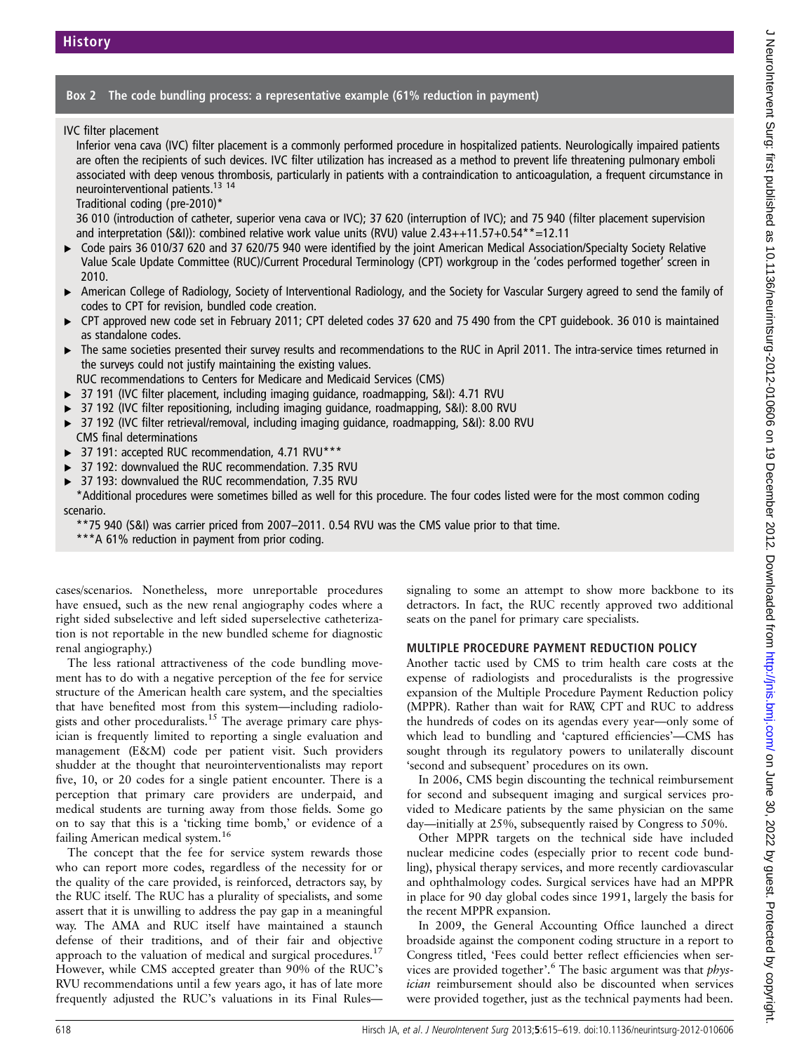## Box 2 The code bundling process: a representative example (61% reduction in payment)

IVC filter placement

Inferior vena cava (IVC) filter placement is a commonly performed procedure in hospitalized patients. Neurologically impaired patients are often the recipients of such devices. IVC filter utilization has increased as a method to prevent life threatening pulmonary emboli associated with deep venous thrombosis, particularly in patients with a contraindication to anticoagulation, a frequent circumstance in neurointerventional patients.[13 14]

Traditional coding (pre-2010)*

36 010 (introduction of catheter, superior vena cava or IVC); 37 620 (interruption of IVC); and 75 940 (filter placement supervision and interpretation (S&I)): combined relative work value units (RVU) value 2.43++11.57+0.54**=12.11

- Code pairs 36 010/37 620 and 37 620/75 940 were identified by the joint American Medical Association/Specialty Society Relative Value Scale Update Committee (RUC)/Current Procedural Terminology (CPT) workgroup in the 'codes performed together' screen in 2010.
- American College of Radiology, Society of Interventional Radiology, and the Society for Vascular Surgery agreed to send the family of codes to CPT for revision, bundled code creation.
- CPT approved new code set in February 2011; CPT deleted codes 37 620 and 75 490 from the CPT guidebook. 36 010 is maintained as standalone codes.
- The same societies presented their survey results and recommendations to the RUC in April 2011. The intra-service times returned in the surveys could not justify maintaining the existing values.

RUC recommendations to Centers for Medicare and Medicaid Services (CMS)

- 37 191 (IVC filter placement, including imaging guidance, roadmapping, S&I): 4.71 RVU
- 37 192 (IVC filter repositioning, including imaging guidance, roadmapping, S&I): 8.00 RVU
- 37 192 (IVC filter retrieval/removal, including imaging guidance, roadmapping, S&I): 8.00 RVU

CMS final determinations

- 37 191: accepted RUC recommendation, 4.71 RVU***
- 37 192: downvalued the RUC recommendation. 7.35 RVU
- 37 193: downvalued the RUC recommendation, 7.35 RVU

*Additional procedures were sometimes billed as well for this procedure. The four codes listed were for the most common coding scenario.

**75 940 (S&I) was carrier priced from 2007–2011. 0.54 RVU was the CMS value prior to that time.

***A 61% reduction in payment from prior coding.

cases/scenarios. Nonetheless, more unreportable procedures have ensued, such as the new renal angiography codes where a right sided subselective and left sided superselective catheterization is not reportable in the new bundled scheme for diagnostic renal angiography.)

The less rational attractiveness of the code bundling movement has to do with a negative perception of the fee for service structure of the American health care system, and the specialties that have benefited most from this system—including radiologists and other proceduralists.[15] The average primary care physician is frequently limited to reporting a single evaluation and management (E&M) code per patient visit. Such providers shudder at the thought that neurointerventionalists may report five, 10, or 20 codes for a single patient encounter. There is a perception that primary care providers are underpaid, and medical students are turning away from those fields. Some go on to say that this is a 'ticking time bomb,' or evidence of a failing American medical system.[16]

The concept that the fee for service system rewards those who can report more codes, regardless of the necessity for or the quality of the care provided, is reinforced, detractors say, by the RUC itself. The RUC has a plurality of specialists, and some assert that it is unwilling to address the pay gap in a meaningful way. The AMA and RUC itself have maintained a staunch defense of their traditions, and of their fair and objective approach to the valuation of medical and surgical procedures.[17] However, while CMS accepted greater than 90% of the RUC's RVU recommendations until a few years ago, it has of late more frequently adjusted the RUC's valuations in its Final Rules—signaling to some an attempt to show more backbone to its detractors. In fact, the RUC recently approved two additional seats on the panel for primary care specialists.

### MULTIPLE PROCEDURE PAYMENT REDUCTION POLICY

Another tactic used by CMS to trim health care costs at the expense of radiologists and proceduralists is the progressive expansion of the Multiple Procedure Payment Reduction policy (MPPR). Rather than wait for RAW, CPT and RUC to address the hundreds of codes on its agendas every year—only some of which lead to bundling and 'captured efficiencies'—CMS has sought through its regulatory powers to unilaterally discount 'second and subsequent' procedures on its own.

In 2006, CMS begin discounting the technical reimbursement for second and subsequent imaging and surgical services provided to Medicare patients by the same physician on the same day—initially at 25%, subsequently raised by Congress to 50%.

Other MPPR targets on the technical side have included nuclear medicine codes (especially prior to recent code bundling), physical therapy services, and more recently cardiovascular and ophthalmology codes. Surgical services have had an MPPR in place for 90 day global codes since 1991, largely the basis for the recent MPPR expansion.

In 2009, the General Accounting Office launched a direct broadside against the component coding structure in a report to Congress titled, 'Fees could better reflect efficiencies when services are provided together'.[6] The basic argument was that *physician* reimbursement should also be discounted when services were provided together, just as the technical payments had been.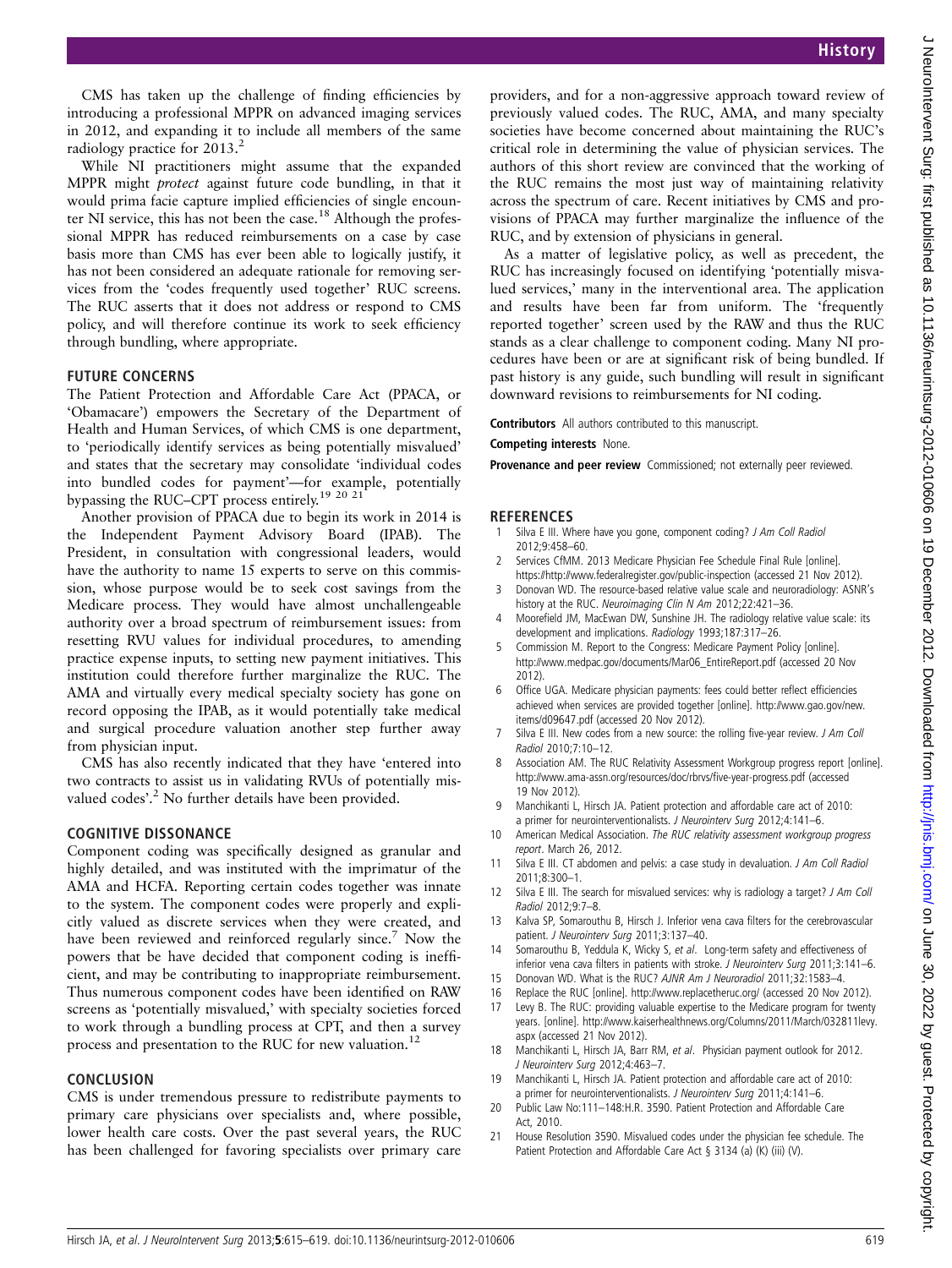CMS has taken up the challenge of finding efficiencies by introducing a professional MPPR on advanced imaging services in 2012, and expanding it to include all members of the same radiology practice for 2013.[2]

While NI practitioners might assume that the expanded MPPR might *protect* against future code bundling, in that it would prima facie capture implied efficiencies of single encounter NI service, this has not been the case.[18] Although the professional MPPR has reduced reimbursements on a case by case basis more than CMS has ever been able to logically justify, it has not been considered an adequate rationale for removing services from the 'codes frequently used together' RUC screens. The RUC asserts that it does not address or respond to CMS policy, and will therefore continue its work to seek efficiency through bundling, where appropriate.

## FUTURE CONCERNS

The Patient Protection and Affordable Care Act (PPACA, or 'Obamacare') empowers the Secretary of the Department of Health and Human Services, of which CMS is one department, to 'periodically identify services as being potentially misvalued' and states that the secretary may consolidate 'individual codes into bundled codes for payment'—for example, potentially bypassing the RUC–CPT process entirely.[19 20 21]

Another provision of PPACA due to begin its work in 2014 is the Independent Payment Advisory Board (IPAB). The President, in consultation with congressional leaders, would have the authority to name 15 experts to serve on this commission, whose purpose would be to seek cost savings from the Medicare process. They would have almost unchallengeable authority over a broad spectrum of reimbursement issues: from resetting RVU values for individual procedures, to amending practice expense inputs, to setting new payment initiatives. This institution could therefore further marginalize the RUC. The AMA and virtually every medical specialty society has gone on record opposing the IPAB, as it would potentially take medical and surgical procedure valuation another step further away from physician input.

CMS has also recently indicated that they have 'entered into two contracts to assist us in validating RVUs of potentially misvalued codes'.[2] No further details have been provided.

## COGNITIVE DISSONANCE

Component coding was specifically designed as granular and highly detailed, and was instituted with the imprimatur of the AMA and HCFA. Reporting certain codes together was innate to the system. The component codes were properly and explicitly valued as discrete services when they were created, and have been reviewed and reinforced regularly since.[7] Now the powers that be have decided that component coding is inefficient, and may be contributing to inappropriate reimbursement. Thus numerous component codes have been identified on RAW screens as 'potentially misvalued,' with specialty societies forced to work through a bundling process at CPT, and then a survey process and presentation to the RUC for new valuation.[12]

## CONCLUSION

CMS is under tremendous pressure to redistribute payments to primary care physicians over specialists and, where possible, lower health care costs. Over the past several years, the RUC has been challenged for favoring specialists over primary care providers, and for a non-aggressive approach toward review of previously valued codes. The RUC, AMA, and many specialty societies have become concerned about maintaining the RUC's critical role in determining the value of physician services. The authors of this short review are convinced that the working of the RUC remains the most just way of maintaining relativity across the spectrum of care. Recent initiatives by CMS and provisions of PPACA may further marginalize the influence of the RUC, and by extension of physicians in general.

As a matter of legislative policy, as well as precedent, the RUC has increasingly focused on identifying 'potentially misvalued services,' many in the interventional area. The application and results have been far from uniform. The 'frequently reported together' screen used by the RAW and thus the RUC stands as a clear challenge to component coding. Many NI procedures have been or are at significant risk of being bundled. If past history is any guide, such bundling will result in significant downward revisions to reimbursements for NI coding.

**Contributors** All authors contributed to this manuscript.

**Competing interests** None.

**Provenance and peer review** Commissioned; not externally peer reviewed.

## REFERENCES

1. Silva E III. Where have you gone, component coding? *J Am Coll Radiol* 2012;9:458–60.
2. Services CfMM. 2013 Medicare Physician Fee Schedule Final Rule [online]. https://http://www.federalregister.gov/public-inspection (accessed 21 Nov 2012).
3. Donovan WD. The resource-based relative value scale and neuroradiology: ASNR's history at the RUC. *Neuroimaging Clin N Am* 2012;22:421–36.
4. Moorefield JM, MacEwan DW, Sunshine JH. The radiology relative value scale: its development and implications. *Radiology* 1993;187:317–26.
5. Commission M. Report to the Congress: Medicare Payment Policy [online]. http://www.medpac.gov/documents/Mar06_EntireReport.pdf (accessed 20 Nov 2012).
6. Office UGA. Medicare physician payments: fees could better reflect efficiencies achieved when services are provided together [online]. http://www.gao.gov/new.items/d09647.pdf (accessed 20 Nov 2012).
7. Silva E III. New codes from a new source: the rolling five-year review. *J Am Coll Radiol* 2010;7:10–12.
8. Association AM. The RUC Relativity Assessment Workgroup progress report [online]. http://www.ama-assn.org/resources/doc/rbrvs/five-year-progress.pdf (accessed 19 Nov 2012).
9. Manchikanti L, Hirsch JA. Patient protection and affordable care act of 2010: a primer for neurointerventionalists. *J Neurointerv Surg* 2012;4:141–6.
10. American Medical Association. *The RUC relativity assessment workgroup progress report*. March 26, 2012.
11. Silva E III. CT abdomen and pelvis: a case study in devaluation. *J Am Coll Radiol* 2011;8:300–1.
12. Silva E III. The search for misvalued services: why is radiology a target? *J Am Coll Radiol* 2012;9:7–8.
13. Kalva SP, Somarouthu B, Hirsch J. Inferior vena cava filters for the cerebrovascular patient. *J Neurointerv Surg* 2011;3:137–40.
14. Somarouthu B, Yeddula K, Wicky S, *et al*. Long-term safety and effectiveness of inferior vena cava filters in patients with stroke. *J Neurointerv Surg* 2011;3:141–6.
15. Donovan WD. What is the RUC? *AJNR Am J Neuroradiol* 2011;32:1583–4.
16. Replace the RUC [online]. http://www.replacetheruc.org/ (accessed 20 Nov 2012).
17. Levy B. The RUC: providing valuable expertise to the Medicare program for twenty years. [online]. http://www.kaiserhealthnews.org/Columns/2011/March/032811levy.aspx (accessed 21 Nov 2012).
18. Manchikanti L, Hirsch JA, Barr RM, *et al*. Physician payment outlook for 2012. *J Neurointerv Surg* 2012;4:463–7.
19. Manchikanti L, Hirsch JA. Patient protection and affordable care act of 2010: a primer for neurointerventionalists. *J Neurointerv Surg* 2011;4:141–6.
20. Public Law No:111–148:H.R. 3590. Patient Protection and Affordable Care Act, 2010.
21. House Resolution 3590. Misvalued codes under the physician fee schedule. The Patient Protection and Affordable Care Act § 3134 (a) (K) (iii) (V).